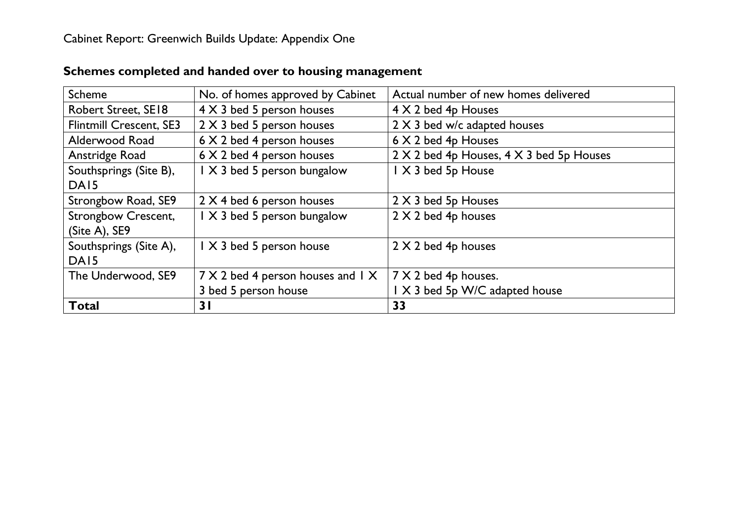Cabinet Report: Greenwich Builds Update: Appendix One

## Schemes completed and handed over to housing management

| Scheme | No. of homes approved by Cabinet | Actual number of new homes delivered |
|---|---|---|
| Robert Street, SE18 | 4 X 3 bed 5 person houses | 4 X 2 bed 4p Houses |
| Flintmill Crescent, SE3 | 2 X 3 bed 5 person houses | 2 X 3 bed w/c adapted houses |
| Alderwood Road | 6 X 2 bed 4 person houses | 6 X 2 bed 4p Houses |
| Anstridge Road | 6 X 2 bed 4 person houses | 2 X 2 bed 4p Houses, 4 X 3 bed 5p Houses |
| Southsprings (Site B), DA15 | 1 X 3 bed 5 person bungalow | 1 X 3 bed 5p House |
| Strongbow Road, SE9 | 2 X 4 bed 6 person houses | 2 X 3 bed 5p Houses |
| Strongbow Crescent, (Site A), SE9 | 1 X 3 bed 5 person bungalow | 2 X 2 bed 4p houses |
| Southsprings (Site A), DA15 | 1 X 3 bed 5 person house | 2 X 2 bed 4p houses |
| The Underwood, SE9 | 7 X 2 bed 4 person houses and 1 X 3 bed 5 person house | 7 X 2 bed 4p houses. 1 X 3 bed 5p W/C adapted house |
| **Total** | **31** | **33** |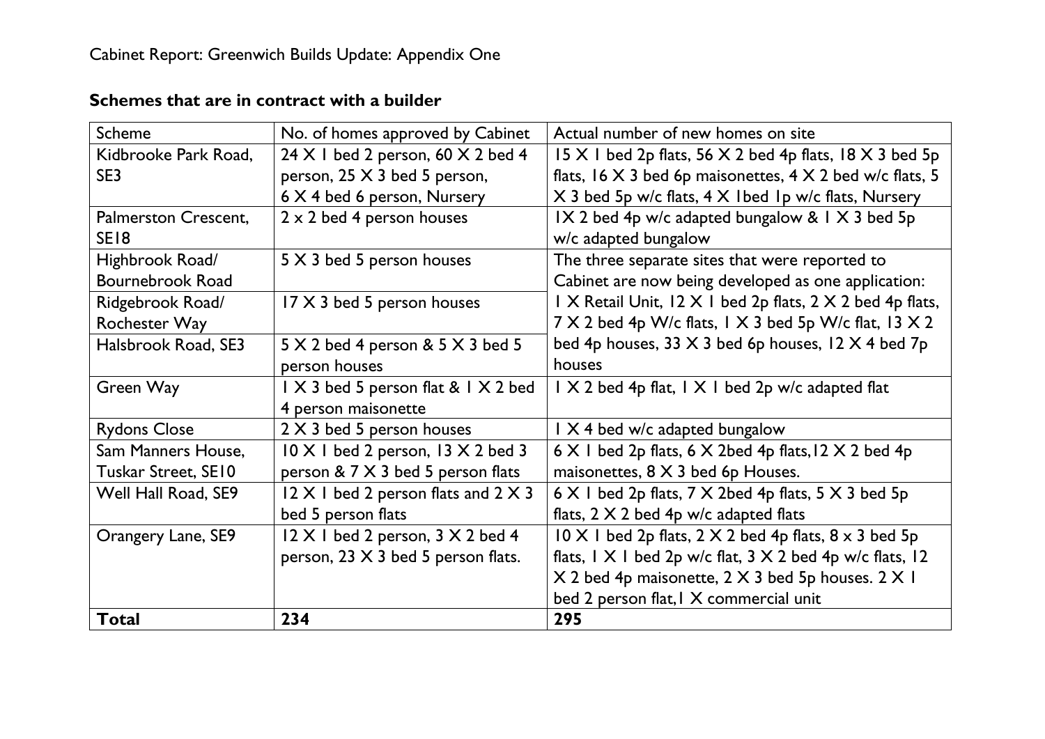Cabinet Report: Greenwich Builds Update: Appendix One

## Schemes that are in contract with a builder

| Scheme | No. of homes approved by Cabinet | Actual number of new homes on site |
| --- | --- | --- |
| Kidbrooke Park Road, SE3 | 24 X 1 bed 2 person, 60 X 2 bed 4 person, 25 X 3 bed 5 person, 6 X 4 bed 6 person, Nursery | 15 X 1 bed 2p flats, 56 X 2 bed 4p flats, 18 X 3 bed 5p flats, 16 X 3 bed 6p maisonettes, 4 X 2 bed w/c flats, 5 X 3 bed 5p w/c flats, 4 X 1bed 1p w/c flats, Nursery |
| Palmerston Crescent, SE18 | 2 x 2 bed 4 person houses | 1X 2 bed 4p w/c adapted bungalow & 1 X 3 bed 5p w/c adapted bungalow |
| Highbrook Road/ Bournebrook Road | 5 X 3 bed 5 person houses | The three separate sites that were reported to Cabinet are now being developed as one application: 1 X Retail Unit, 12 X 1 bed 2p flats, 2 X 2 bed 4p flats, 7 X 2 bed 4p W/c flats, 1 X 3 bed 5p W/c flat, 13 X 2 bed 4p houses, 33 X 3 bed 6p houses, 12 X 4 bed 7p houses |
| Ridgebrook Road/ Rochester Way | 17 X 3 bed 5 person houses | |
| Halsbrook Road, SE3 | 5 X 2 bed 4 person & 5 X 3 bed 5 person houses | |
| Green Way | 1 X 3 bed 5 person flat & 1 X 2 bed 4 person maisonette | 1 X 2 bed 4p flat, 1 X 1 bed 2p w/c adapted flat |
| Rydons Close | 2 X 3 bed 5 person houses | 1 X 4 bed w/c adapted bungalow |
| Sam Manners House, Tuskar Street, SE10 | 10 X 1 bed 2 person, 13 X 2 bed 3 person & 7 X 3 bed 5 person flats | 6 X 1 bed 2p flats, 6 X 2bed 4p flats, 12 X 2 bed 4p maisonettes, 8 X 3 bed 6p Houses. |
| Well Hall Road, SE9 | 12 X 1 bed 2 person flats and 2 X 3 bed 5 person flats | 6 X 1 bed 2p flats, 7 X 2bed 4p flats, 5 X 3 bed 5p flats, 2 X 2 bed 4p w/c adapted flats |
| Orangery Lane, SE9 | 12 X 1 bed 2 person, 3 X 2 bed 4 person, 23 X 3 bed 5 person flats. | 10 X 1 bed 2p flats, 2 X 2 bed 4p flats, 8 x 3 bed 5p flats, 1 X 1 bed 2p w/c flat, 3 X 2 bed 4p w/c flats, 12 X 2 bed 4p maisonette, 2 X 3 bed 5p houses. 2 X 1 bed 2 person flat, 1 X commercial unit |
| **Total** | **234** | **295** |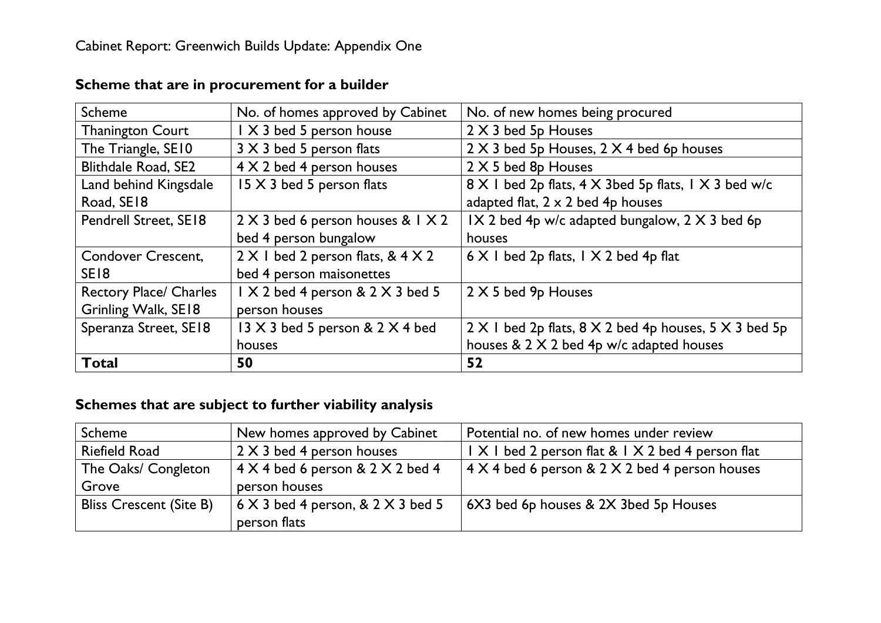Cabinet Report: Greenwich Builds Update: Appendix One

## Scheme that are in procurement for a builder

| Scheme | No. of homes approved by Cabinet | No. of new homes being procured |
|---|---|---|
| Thanington Court | I X 3 bed 5 person house | 2 X 3 bed 5p Houses |
| The Triangle, SE10 | 3 X 3 bed 5 person flats | 2 X 3 bed 5p Houses, 2 X 4 bed 6p houses |
| Blithdale Road, SE2 | 4 X 2 bed 4 person houses | 2 X 5 bed 8p Houses |
| Land behind Kingsdale Road, SE18 | 15 X 3 bed 5 person flats | 8 X I bed 2p flats, 4 X 3bed 5p flats, I X 3 bed w/c adapted flat, 2 x 2 bed 4p houses |
| Pendrell Street, SE18 | 2 X 3 bed 6 person houses & I X 2 bed 4 person bungalow | IX 2 bed 4p w/c adapted bungalow, 2 X 3 bed 6p houses |
| Condover Crescent, SE18 | 2 X I bed 2 person flats, & 4 X 2 bed 4 person maisonettes | 6 X I bed 2p flats, I X 2 bed 4p flat |
| Rectory Place/ Charles Grinling Walk, SE18 | I X 2 bed 4 person & 2 X 3 bed 5 person houses | 2 X 5 bed 9p Houses |
| Speranza Street, SE18 | 13 X 3 bed 5 person & 2 X 4 bed houses | 2 X I bed 2p flats, 8 X 2 bed 4p houses, 5 X 3 bed 5p houses & 2 X 2 bed 4p w/c adapted houses |
| **Total** | **50** | **52** |

## Schemes that are subject to further viability analysis

| Scheme | New homes approved by Cabinet | Potential no. of new homes under review |
|---|---|---|
| Riefield Road | 2 X 3 bed 4 person houses | I X I bed 2 person flat & I X 2 bed 4 person flat |
| The Oaks/ Congleton Grove | 4 X 4 bed 6 person & 2 X 2 bed 4 person houses | 4 X 4 bed 6 person & 2 X 2 bed 4 person houses |
| Bliss Crescent (Site B) | 6 X 3 bed 4 person, & 2 X 3 bed 5 person flats | 6X3 bed 6p houses & 2X 3bed 5p Houses |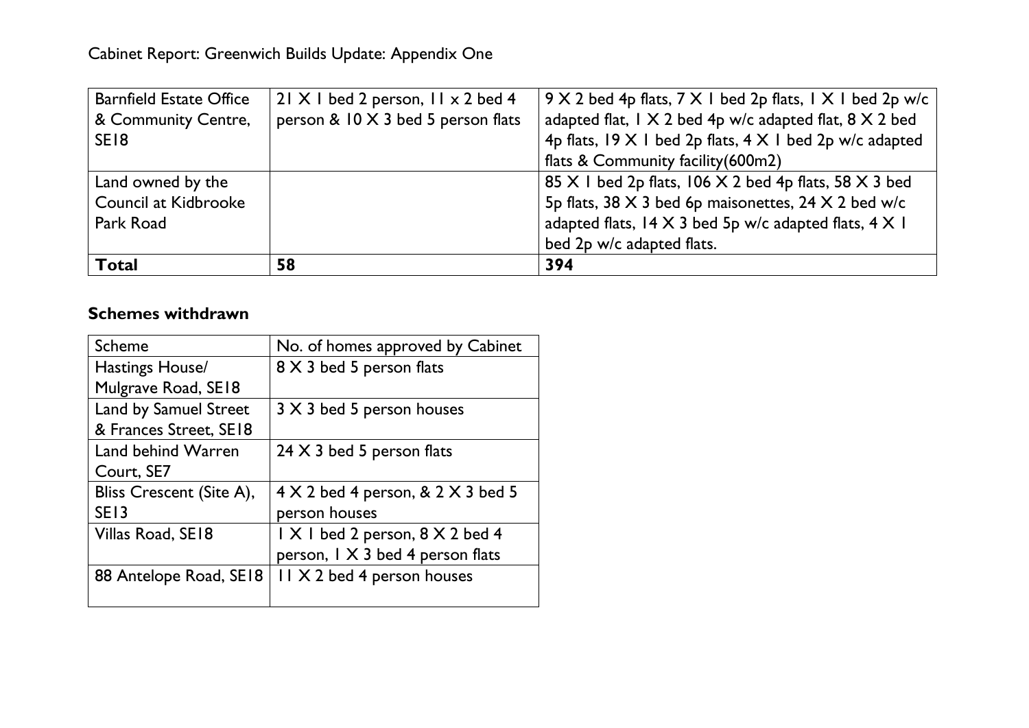Cabinet Report: Greenwich Builds Update: Appendix One

| | | |
|---|---|---|
| Barnfield Estate Office & Community Centre, SE18 | 21 X 1 bed 2 person, 11 x 2 bed 4 person & 10 X 3 bed 5 person flats | 9 X 2 bed 4p flats, 7 X 1 bed 2p flats, 1 X 1 bed 2p w/c adapted flat, 1 X 2 bed 4p w/c adapted flat, 8 X 2 bed 4p flats, 19 X 1 bed 2p flats, 4 X 1 bed 2p w/c adapted flats & Community facility(600m2) |
| Land owned by the Council at Kidbrooke Park Road | | 85 X 1 bed 2p flats, 106 X 2 bed 4p flats, 58 X 3 bed 5p flats, 38 X 3 bed 6p maisonettes, 24 X 2 bed w/c adapted flats, 14 X 3 bed 5p w/c adapted flats, 4 X 1 bed 2p w/c adapted flats. |
| **Total** | **58** | **394** |

### Schemes withdrawn

| Scheme | No. of homes approved by Cabinet |
|---|---|
| Hastings House/ Mulgrave Road, SE18 | 8 X 3 bed 5 person flats |
| Land by Samuel Street & Frances Street, SE18 | 3 X 3 bed 5 person houses |
| Land behind Warren Court, SE7 | 24 X 3 bed 5 person flats |
| Bliss Crescent (Site A), SE13 | 4 X 2 bed 4 person, & 2 X 3 bed 5 person houses |
| Villas Road, SE18 | 1 X 1 bed 2 person, 8 X 2 bed 4 person, 1 X 3 bed 4 person flats |
| 88 Antelope Road, SE18 | 11 X 2 bed 4 person houses |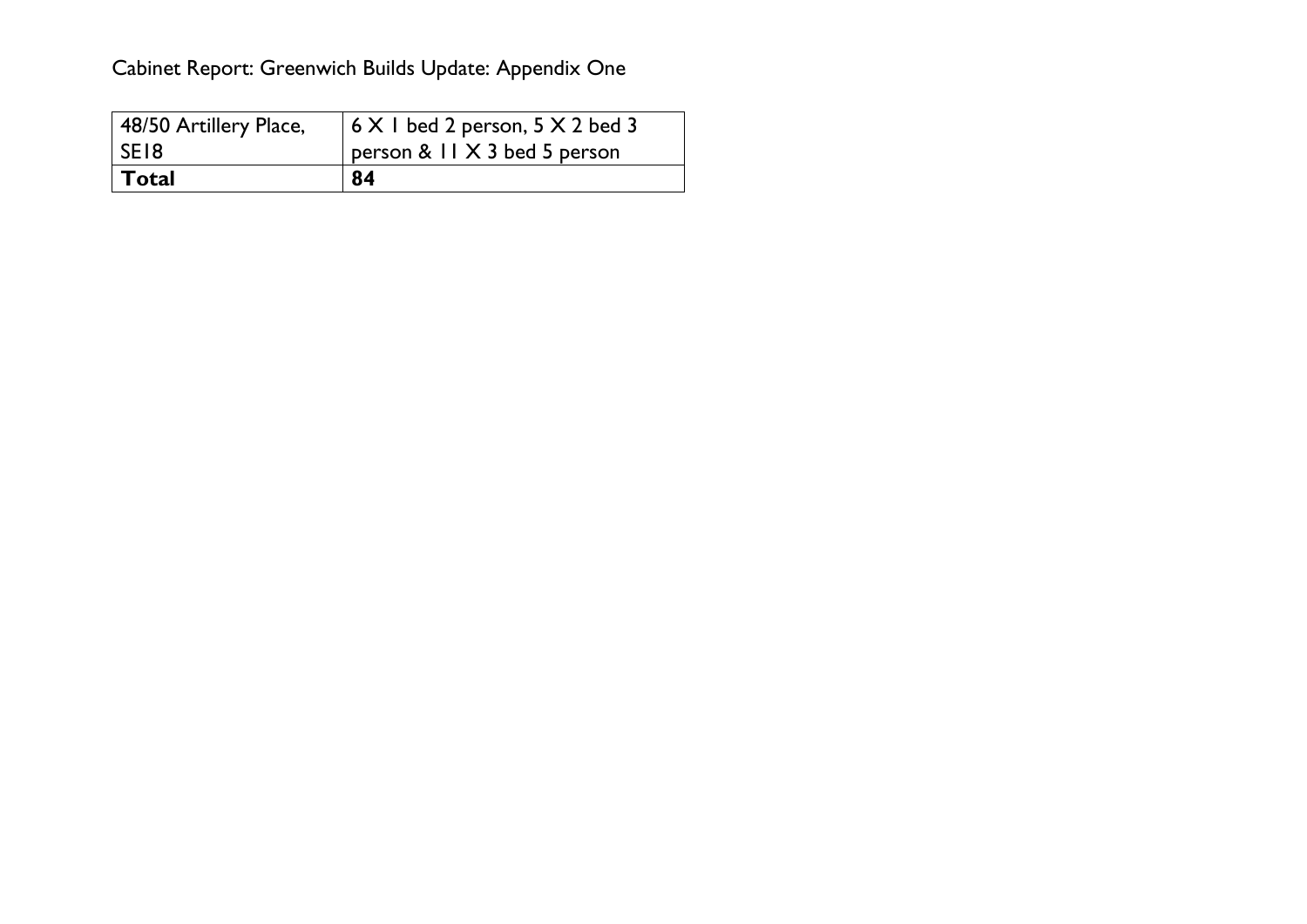Cabinet Report: Greenwich Builds Update: Appendix One

| | |
|---|---|
| 48/50 Artillery Place, SE18 | 6 X 1 bed 2 person, 5 X 2 bed 3 person & 11 X 3 bed 5 person |
| **Total** | **84** |